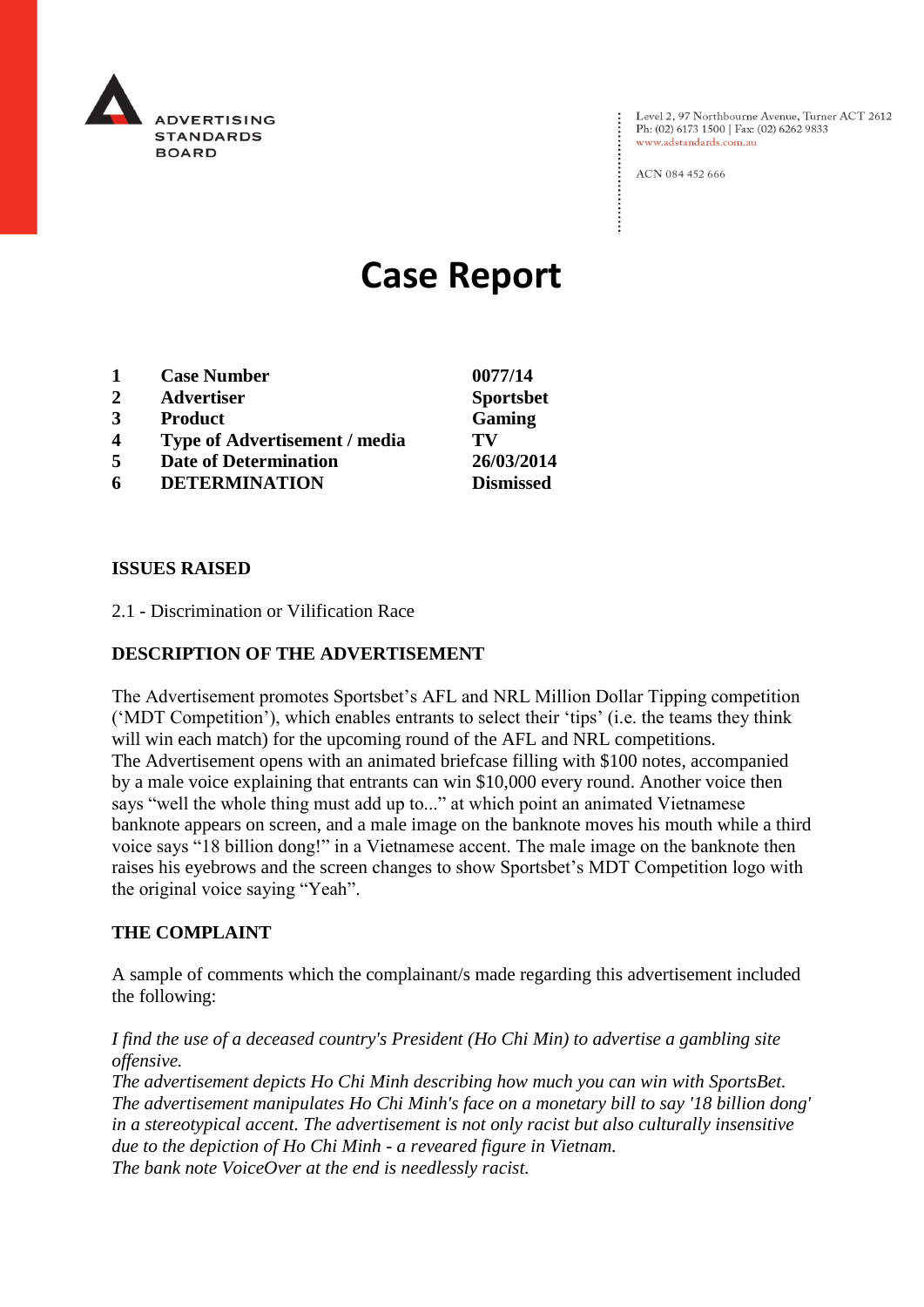ADVERTISING STANDARDS BOARD

Level 2, 97 Northbourne Avenue, Turner ACT 2612
Ph: (02) 6173 1500 | Fax: (02) 6262 9833
www.adstandards.com.au

ACN 084 452 666

# Case Report

| | | |
|---|---|---|
| **1** | **Case Number** | **0077/14** |
| **2** | **Advertiser** | **Sportsbet** |
| **3** | **Product** | **Gaming** |
| **4** | **Type of Advertisement / media** | **TV** |
| **5** | **Date of Determination** | **26/03/2014** |
| **6** | **DETERMINATION** | **Dismissed** |

## ISSUES RAISED

2.1 - Discrimination or Vilification Race

## DESCRIPTION OF THE ADVERTISEMENT

The Advertisement promotes Sportsbet's AFL and NRL Million Dollar Tipping competition ('MDT Competition'), which enables entrants to select their 'tips' (i.e. the teams they think will win each match) for the upcoming round of the AFL and NRL competitions.
The Advertisement opens with an animated briefcase filling with $100 notes, accompanied by a male voice explaining that entrants can win $10,000 every round. Another voice then says "well the whole thing must add up to..." at which point an animated Vietnamese banknote appears on screen, and a male image on the banknote moves his mouth while a third voice says "18 billion dong!" in a Vietnamese accent. The male image on the banknote then raises his eyebrows and the screen changes to show Sportsbet's MDT Competition logo with the original voice saying "Yeah".

## THE COMPLAINT

A sample of comments which the complainant/s made regarding this advertisement included the following:

*I find the use of a deceased country's President (Ho Chi Min) to advertise a gambling site offensive.*
*The advertisement depicts Ho Chi Minh describing how much you can win with SportsBet.*
*The advertisement manipulates Ho Chi Minh's face on a monetary bill to say '18 billion dong' in a stereotypical accent. The advertisement is not only racist but also culturally insensitive due to the depiction of Ho Chi Minh - a reveared figure in Vietnam.*
*The bank note VoiceOver at the end is needlessly racist.*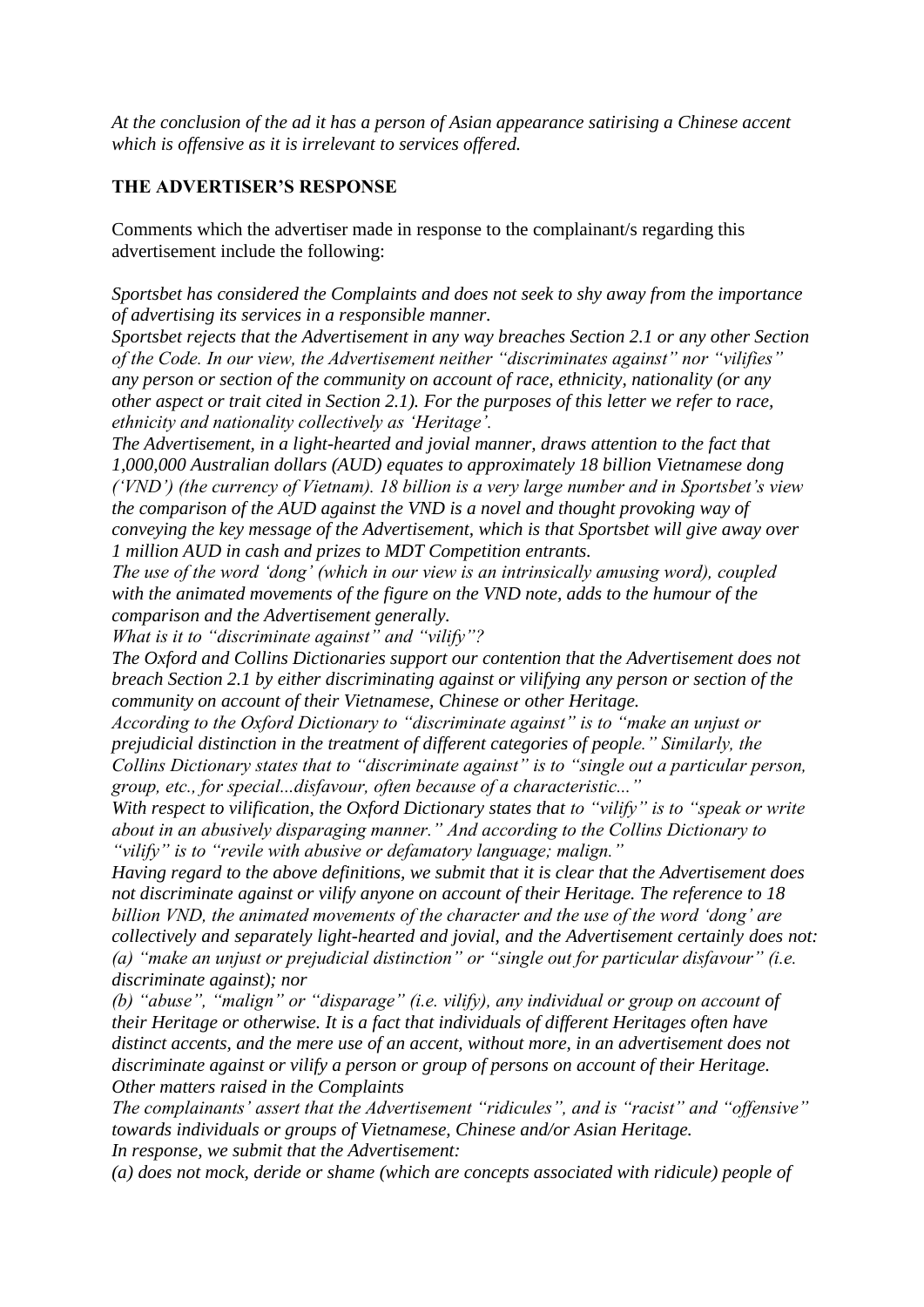*At the conclusion of the ad it has a person of Asian appearance satirising a Chinese accent which is offensive as it is irrelevant to services offered.*

## THE ADVERTISER'S RESPONSE

Comments which the advertiser made in response to the complainant/s regarding this advertisement include the following:

*Sportsbet has considered the Complaints and does not seek to shy away from the importance of advertising its services in a responsible manner.*

*Sportsbet rejects that the Advertisement in any way breaches Section 2.1 or any other Section of the Code. In our view, the Advertisement neither "discriminates against" nor "vilifies" any person or section of the community on account of race, ethnicity, nationality (or any other aspect or trait cited in Section 2.1). For the purposes of this letter we refer to race, ethnicity and nationality collectively as 'Heritage'.*

*The Advertisement, in a light-hearted and jovial manner, draws attention to the fact that 1,000,000 Australian dollars (AUD) equates to approximately 18 billion Vietnamese dong ('VND') (the currency of Vietnam). 18 billion is a very large number and in Sportsbet's view the comparison of the AUD against the VND is a novel and thought provoking way of conveying the key message of the Advertisement, which is that Sportsbet will give away over 1 million AUD in cash and prizes to MDT Competition entrants.*

*The use of the word 'dong' (which in our view is an intrinsically amusing word), coupled with the animated movements of the figure on the VND note, adds to the humour of the comparison and the Advertisement generally.*

*What is it to "discriminate against" and "vilify"?*

*The Oxford and Collins Dictionaries support our contention that the Advertisement does not breach Section 2.1 by either discriminating against or vilifying any person or section of the community on account of their Vietnamese, Chinese or other Heritage.*

*According to the Oxford Dictionary to "discriminate against" is to "make an unjust or prejudicial distinction in the treatment of different categories of people." Similarly, the Collins Dictionary states that to "discriminate against" is to "single out a particular person, group, etc., for special...disfavour, often because of a characteristic..."*

*With respect to vilification, the Oxford Dictionary states that to "vilify" is to "speak or write about in an abusively disparaging manner." And according to the Collins Dictionary to "vilify" is to "revile with abusive or defamatory language; malign."*

*Having regard to the above definitions, we submit that it is clear that the Advertisement does not discriminate against or vilify anyone on account of their Heritage. The reference to 18 billion VND, the animated movements of the character and the use of the word 'dong' are collectively and separately light-hearted and jovial, and the Advertisement certainly does not:*

*(a) "make an unjust or prejudicial distinction" or "single out for particular disfavour" (i.e. discriminate against); nor*

*(b) "abuse", "malign" or "disparage" (i.e. vilify), any individual or group on account of their Heritage or otherwise. It is a fact that individuals of different Heritages often have distinct accents, and the mere use of an accent, without more, in an advertisement does not discriminate against or vilify a person or group of persons on account of their Heritage.*

*Other matters raised in the Complaints*

*The complainants' assert that the Advertisement "ridicules", and is "racist" and "offensive" towards individuals or groups of Vietnamese, Chinese and/or Asian Heritage.*

*In response, we submit that the Advertisement:*

*(a) does not mock, deride or shame (which are concepts associated with ridicule) people of*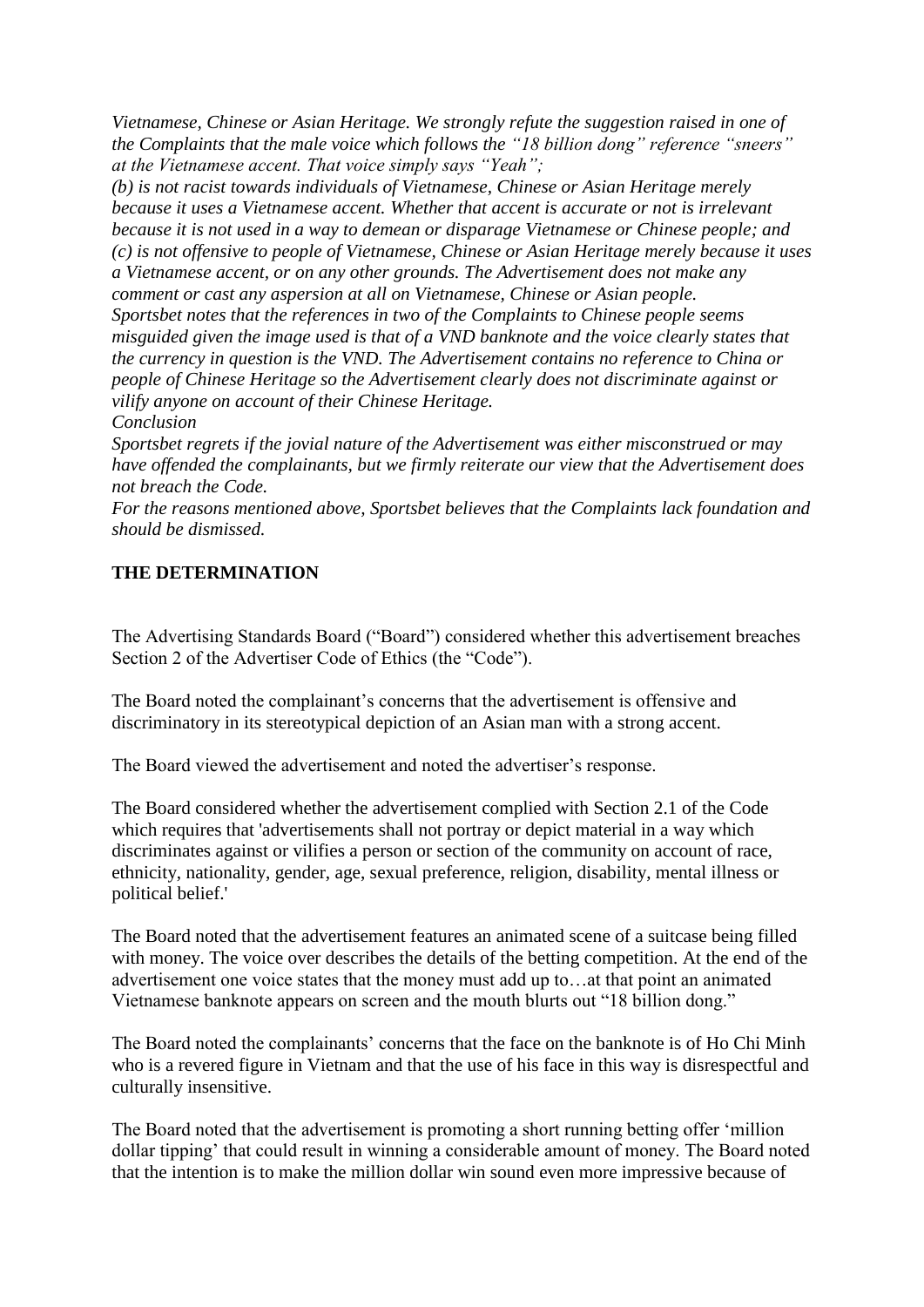*Vietnamese, Chinese or Asian Heritage. We strongly refute the suggestion raised in one of the Complaints that the male voice which follows the "18 billion dong" reference "sneers" at the Vietnamese accent. That voice simply says "Yeah";*

*(b) is not racist towards individuals of Vietnamese, Chinese or Asian Heritage merely because it uses a Vietnamese accent. Whether that accent is accurate or not is irrelevant because it is not used in a way to demean or disparage Vietnamese or Chinese people; and*

*(c) is not offensive to people of Vietnamese, Chinese or Asian Heritage merely because it uses a Vietnamese accent, or on any other grounds. The Advertisement does not make any comment or cast any aspersion at all on Vietnamese, Chinese or Asian people.*

*Sportsbet notes that the references in two of the Complaints to Chinese people seems misguided given the image used is that of a VND banknote and the voice clearly states that the currency in question is the VND. The Advertisement contains no reference to China or people of Chinese Heritage so the Advertisement clearly does not discriminate against or vilify anyone on account of their Chinese Heritage.*

*Conclusion*

*Sportsbet regrets if the jovial nature of the Advertisement was either misconstrued or may have offended the complainants, but we firmly reiterate our view that the Advertisement does not breach the Code.*

*For the reasons mentioned above, Sportsbet believes that the Complaints lack foundation and should be dismissed.*

## THE DETERMINATION

The Advertising Standards Board ("Board") considered whether this advertisement breaches Section 2 of the Advertiser Code of Ethics (the "Code").

The Board noted the complainant's concerns that the advertisement is offensive and discriminatory in its stereotypical depiction of an Asian man with a strong accent.

The Board viewed the advertisement and noted the advertiser's response.

The Board considered whether the advertisement complied with Section 2.1 of the Code which requires that 'advertisements shall not portray or depict material in a way which discriminates against or vilifies a person or section of the community on account of race, ethnicity, nationality, gender, age, sexual preference, religion, disability, mental illness or political belief.'

The Board noted that the advertisement features an animated scene of a suitcase being filled with money. The voice over describes the details of the betting competition. At the end of the advertisement one voice states that the money must add up to…at that point an animated Vietnamese banknote appears on screen and the mouth blurts out "18 billion dong."

The Board noted the complainants' concerns that the face on the banknote is of Ho Chi Minh who is a revered figure in Vietnam and that the use of his face in this way is disrespectful and culturally insensitive.

The Board noted that the advertisement is promoting a short running betting offer 'million dollar tipping' that could result in winning a considerable amount of money. The Board noted that the intention is to make the million dollar win sound even more impressive because of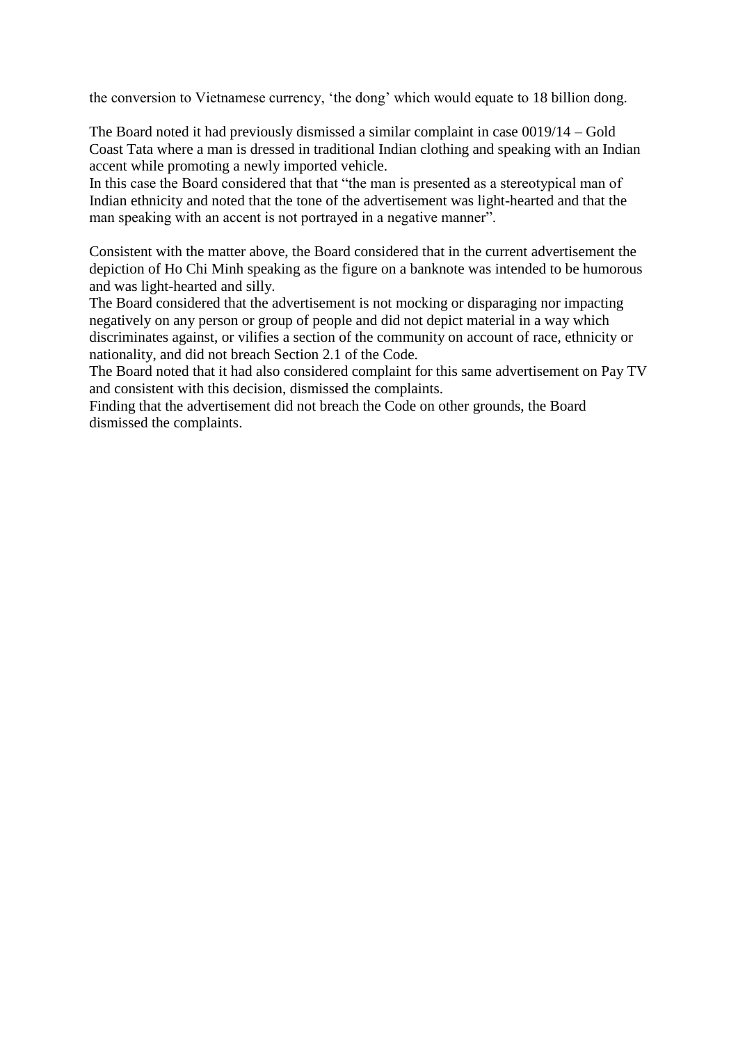the conversion to Vietnamese currency, 'the dong' which would equate to 18 billion dong.

The Board noted it had previously dismissed a similar complaint in case 0019/14 – Gold Coast Tata where a man is dressed in traditional Indian clothing and speaking with an Indian accent while promoting a newly imported vehicle.
In this case the Board considered that that "the man is presented as a stereotypical man of Indian ethnicity and noted that the tone of the advertisement was light-hearted and that the man speaking with an accent is not portrayed in a negative manner".

Consistent with the matter above, the Board considered that in the current advertisement the depiction of Ho Chi Minh speaking as the figure on a banknote was intended to be humorous and was light-hearted and silly.
The Board considered that the advertisement is not mocking or disparaging nor impacting negatively on any person or group of people and did not depict material in a way which discriminates against, or vilifies a section of the community on account of race, ethnicity or nationality, and did not breach Section 2.1 of the Code.
The Board noted that it had also considered complaint for this same advertisement on Pay TV and consistent with this decision, dismissed the complaints.
Finding that the advertisement did not breach the Code on other grounds, the Board dismissed the complaints.